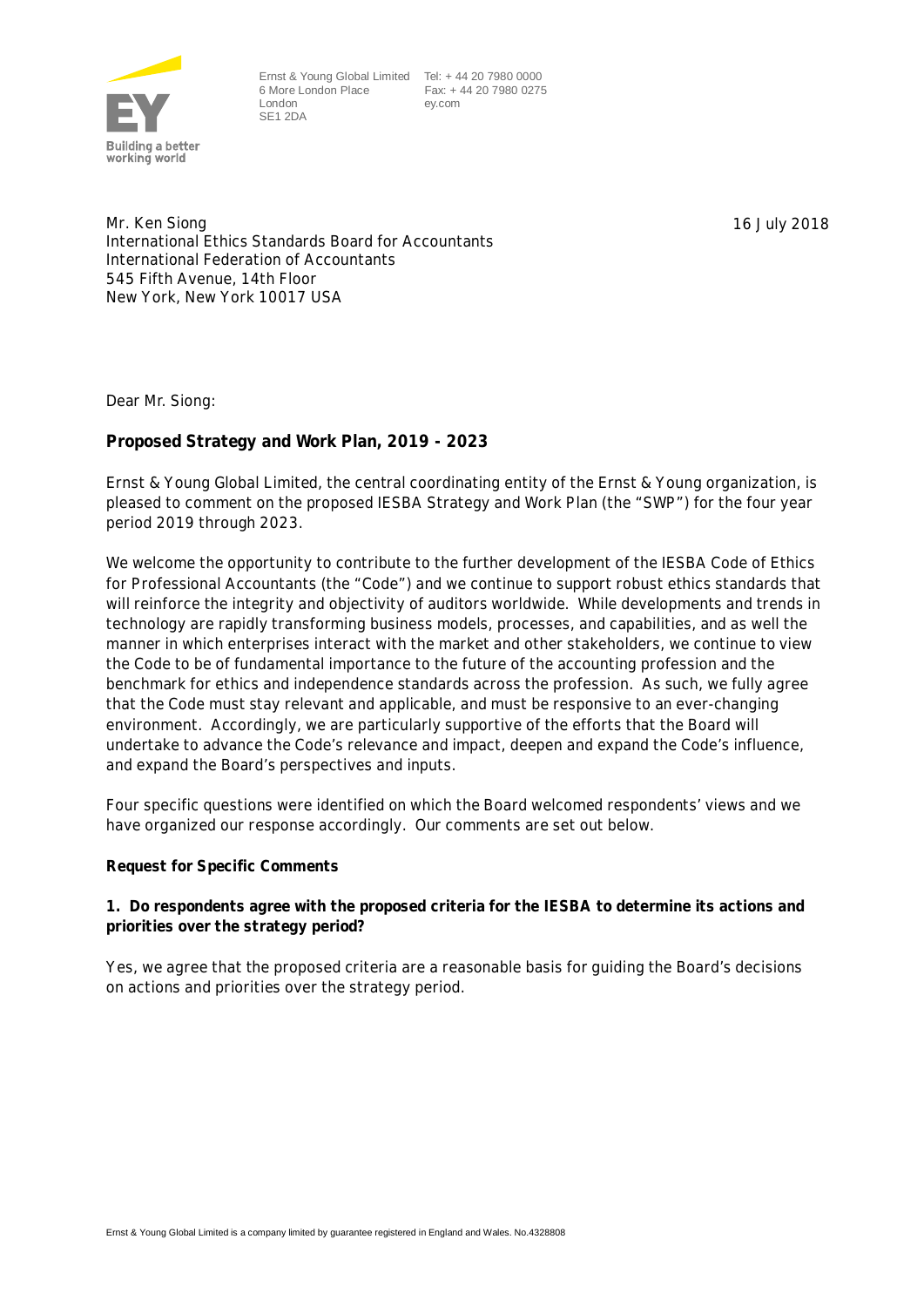Ernst & Young Global Limited
6 More London Place
London
SE1 2DA

Tel: + 44 20 7980 0000
Fax: + 44 20 7980 0275
ey.com

Mr. Ken Siong
International Ethics Standards Board for Accountants
International Federation of Accountants
545 Fifth Avenue, 14th Floor
New York, New York 10017 USA

16 July 2018

Dear Mr. Siong:

**Proposed Strategy and Work Plan, 2019 - 2023**

Ernst & Young Global Limited, the central coordinating entity of the Ernst & Young organization, is pleased to comment on the proposed IESBA Strategy and Work Plan (the "SWP") for the four year period 2019 through 2023.

We welcome the opportunity to contribute to the further development of the IESBA Code of Ethics for Professional Accountants (the "Code") and we continue to support robust ethics standards that will reinforce the integrity and objectivity of auditors worldwide. While developments and trends in technology are rapidly transforming business models, processes, and capabilities, and as well the manner in which enterprises interact with the market and other stakeholders, we continue to view the Code to be of fundamental importance to the future of the accounting profession and the benchmark for ethics and independence standards across the profession. As such, we fully agree that the Code must stay relevant and applicable, and must be responsive to an ever-changing environment. Accordingly, we are particularly supportive of the efforts that the Board will undertake to advance the Code's relevance and impact, deepen and expand the Code's influence, and expand the Board's perspectives and inputs.

Four specific questions were identified on which the Board welcomed respondents' views and we have organized our response accordingly. Our comments are set out below.

**Request for Specific Comments**

**1. Do respondents agree with the proposed criteria for the IESBA to determine its actions and priorities over the strategy period?**

Yes, we agree that the proposed criteria are a reasonable basis for guiding the Board's decisions on actions and priorities over the strategy period.

Ernst & Young Global Limited is a company limited by guarantee registered in England and Wales. No.4328808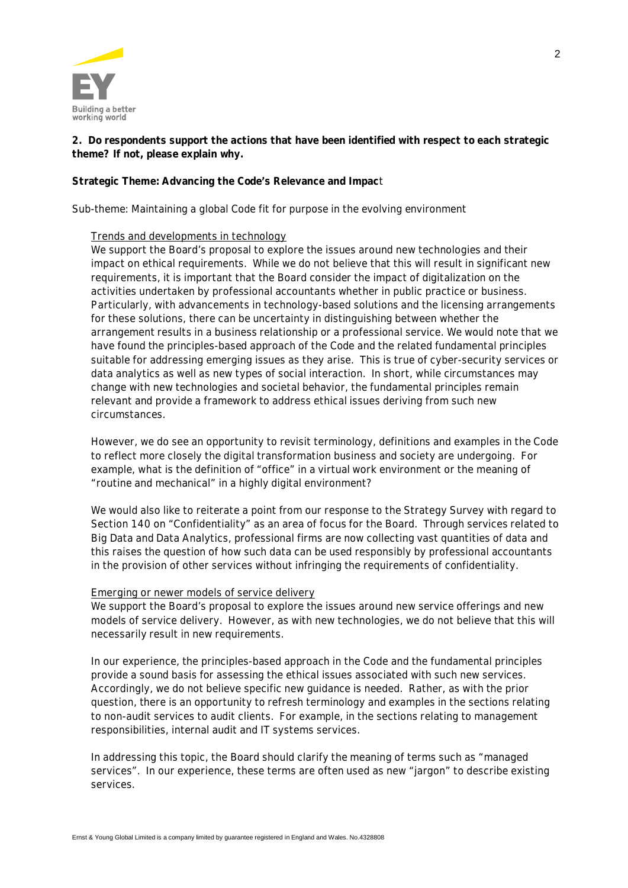**2. Do respondents support the actions that have been identified with respect to each strategic theme? If not, please explain why.**

**Strategic Theme: Advancing the Code's Relevance and Impact**

Sub-theme: Maintaining a global Code fit for purpose in the evolving environment

<u>Trends and developments in technology</u>

We support the Board's proposal to explore the issues around new technologies and their impact on ethical requirements. While we do not believe that this will result in significant new requirements, it is important that the Board consider the impact of digitalization on the activities undertaken by professional accountants whether in public practice or business. Particularly, with advancements in technology-based solutions and the licensing arrangements for these solutions, there can be uncertainty in distinguishing between whether the arrangement results in a business relationship or a professional service. We would note that we have found the principles-based approach of the Code and the related fundamental principles suitable for addressing emerging issues as they arise. This is true of cyber-security services or data analytics as well as new types of social interaction. In short, while circumstances may change with new technologies and societal behavior, the fundamental principles remain relevant and provide a framework to address ethical issues deriving from such new circumstances.

However, we do see an opportunity to revisit terminology, definitions and examples in the Code to reflect more closely the digital transformation business and society are undergoing. For example, what is the definition of "office" in a virtual work environment or the meaning of "routine and mechanical" in a highly digital environment?

We would also like to reiterate a point from our response to the Strategy Survey with regard to Section 140 on "Confidentiality" as an area of focus for the Board. Through services related to Big Data and Data Analytics, professional firms are now collecting vast quantities of data and this raises the question of how such data can be used responsibly by professional accountants in the provision of other services without infringing the requirements of confidentiality.

<u>Emerging or newer models of service delivery</u>

We support the Board's proposal to explore the issues around new service offerings and new models of service delivery. However, as with new technologies, we do not believe that this will necessarily result in new requirements.

In our experience, the principles-based approach in the Code and the fundamental principles provide a sound basis for assessing the ethical issues associated with such new services. Accordingly, we do not believe specific new guidance is needed. Rather, as with the prior question, there is an opportunity to refresh terminology and examples in the sections relating to non-audit services to audit clients. For example, in the sections relating to management responsibilities, internal audit and IT systems services.

In addressing this topic, the Board should clarify the meaning of terms such as "managed services". In our experience, these terms are often used as new "jargon" to describe existing services.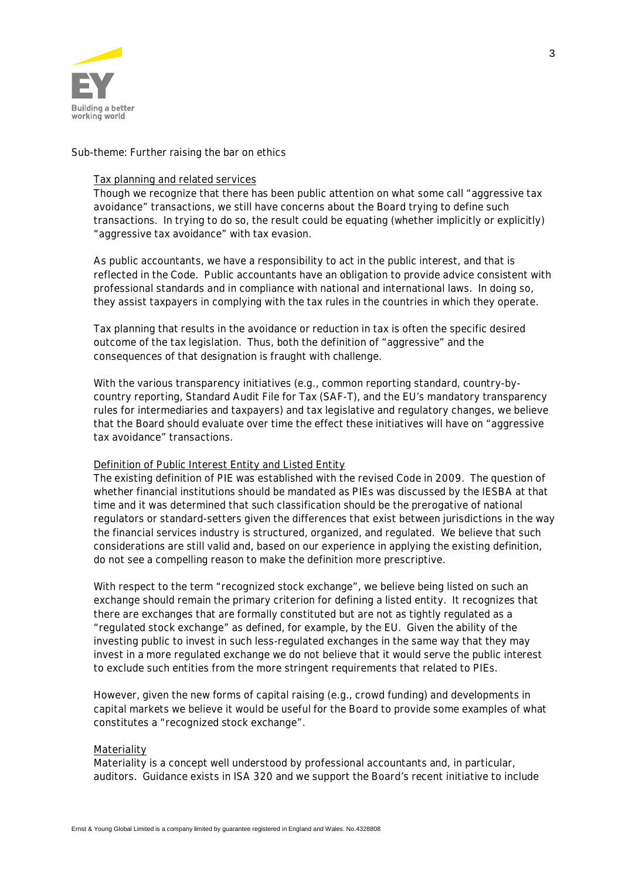Sub-theme: Further raising the bar on ethics

<u>Tax planning and related services</u>

Though we recognize that there has been public attention on what some call "aggressive tax avoidance" transactions, we still have concerns about the Board trying to define such transactions. In trying to do so, the result could be equating (whether implicitly or explicitly) "aggressive tax avoidance" with tax evasion.

As public accountants, we have a responsibility to act in the public interest, and that is reflected in the Code. Public accountants have an obligation to provide advice consistent with professional standards and in compliance with national and international laws. In doing so, they assist taxpayers in complying with the tax rules in the countries in which they operate.

Tax planning that results in the avoidance or reduction in tax is often the specific desired outcome of the tax legislation. Thus, both the definition of "aggressive" and the consequences of that designation is fraught with challenge.

With the various transparency initiatives (e.g., common reporting standard, country-by-country reporting, Standard Audit File for Tax (SAF-T), and the EU's mandatory transparency rules for intermediaries and taxpayers) and tax legislative and regulatory changes, we believe that the Board should evaluate over time the effect these initiatives will have on "aggressive tax avoidance" transactions.

<u>Definition of Public Interest Entity and Listed Entity</u>

The existing definition of PIE was established with the revised Code in 2009. The question of whether financial institutions should be mandated as PIEs was discussed by the IESBA at that time and it was determined that such classification should be the prerogative of national regulators or standard-setters given the differences that exist between jurisdictions in the way the financial services industry is structured, organized, and regulated. We believe that such considerations are still valid and, based on our experience in applying the existing definition, do not see a compelling reason to make the definition more prescriptive.

With respect to the term "recognized stock exchange", we believe being listed on such an exchange should remain the primary criterion for defining a listed entity. It recognizes that there are exchanges that are formally constituted but are not as tightly regulated as a "regulated stock exchange" as defined, for example, by the EU. Given the ability of the investing public to invest in such less-regulated exchanges in the same way that they may invest in a more regulated exchange we do not believe that it would serve the public interest to exclude such entities from the more stringent requirements that related to PIEs.

However, given the new forms of capital raising (e.g., crowd funding) and developments in capital markets we believe it would be useful for the Board to provide some examples of what constitutes a "recognized stock exchange".

<u>Materiality</u>

Materiality is a concept well understood by professional accountants and, in particular, auditors. Guidance exists in ISA 320 and we support the Board's recent initiative to include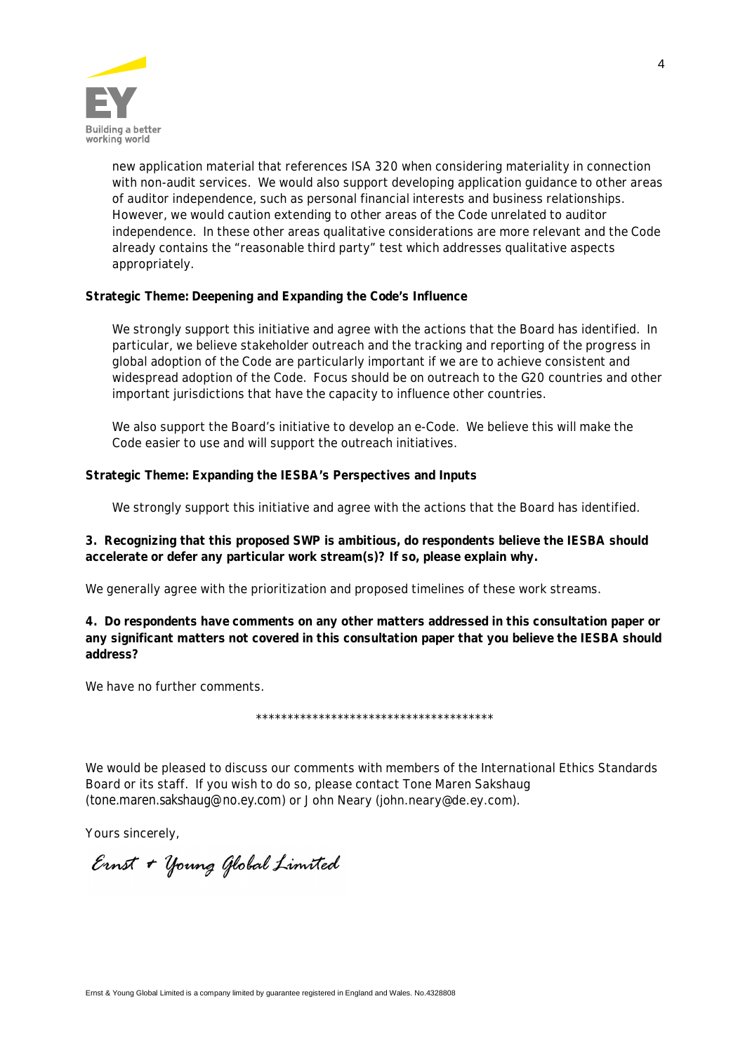new application material that references ISA 320 when considering materiality in connection with non-audit services. We would also support developing application guidance to other areas of auditor independence, such as personal financial interests and business relationships. However, we would caution extending to other areas of the Code unrelated to auditor independence. In these other areas qualitative considerations are more relevant and the Code already contains the "reasonable third party" test which addresses qualitative aspects appropriately.

**Strategic Theme: Deepening and Expanding the Code's Influence**

We strongly support this initiative and agree with the actions that the Board has identified. In particular, we believe stakeholder outreach and the tracking and reporting of the progress in global adoption of the Code are particularly important if we are to achieve consistent and widespread adoption of the Code. Focus should be on outreach to the G20 countries and other important jurisdictions that have the capacity to influence other countries.

We also support the Board's initiative to develop an e-Code. We believe this will make the Code easier to use and will support the outreach initiatives.

**Strategic Theme: Expanding the IESBA's Perspectives and Inputs**

We strongly support this initiative and agree with the actions that the Board has identified.

**3. Recognizing that this proposed SWP is ambitious, do respondents believe the IESBA should accelerate or defer any particular work stream(s)? If so, please explain why.**

We generally agree with the prioritization and proposed timelines of these work streams.

**4. Do respondents have comments on any other matters addressed in this consultation paper or any significant matters not covered in this consultation paper that you believe the IESBA should address?**

We have no further comments.

**************************************

We would be pleased to discuss our comments with members of the International Ethics Standards Board or its staff. If you wish to do so, please contact Tone Maren Sakshaug (tone.maren.sakshaug@no.ey.com) or John Neary (john.neary@de.ey.com).

Yours sincerely,

Ernst & Young Global Limited

Ernst & Young Global Limited is a company limited by guarantee registered in England and Wales. No.4328808